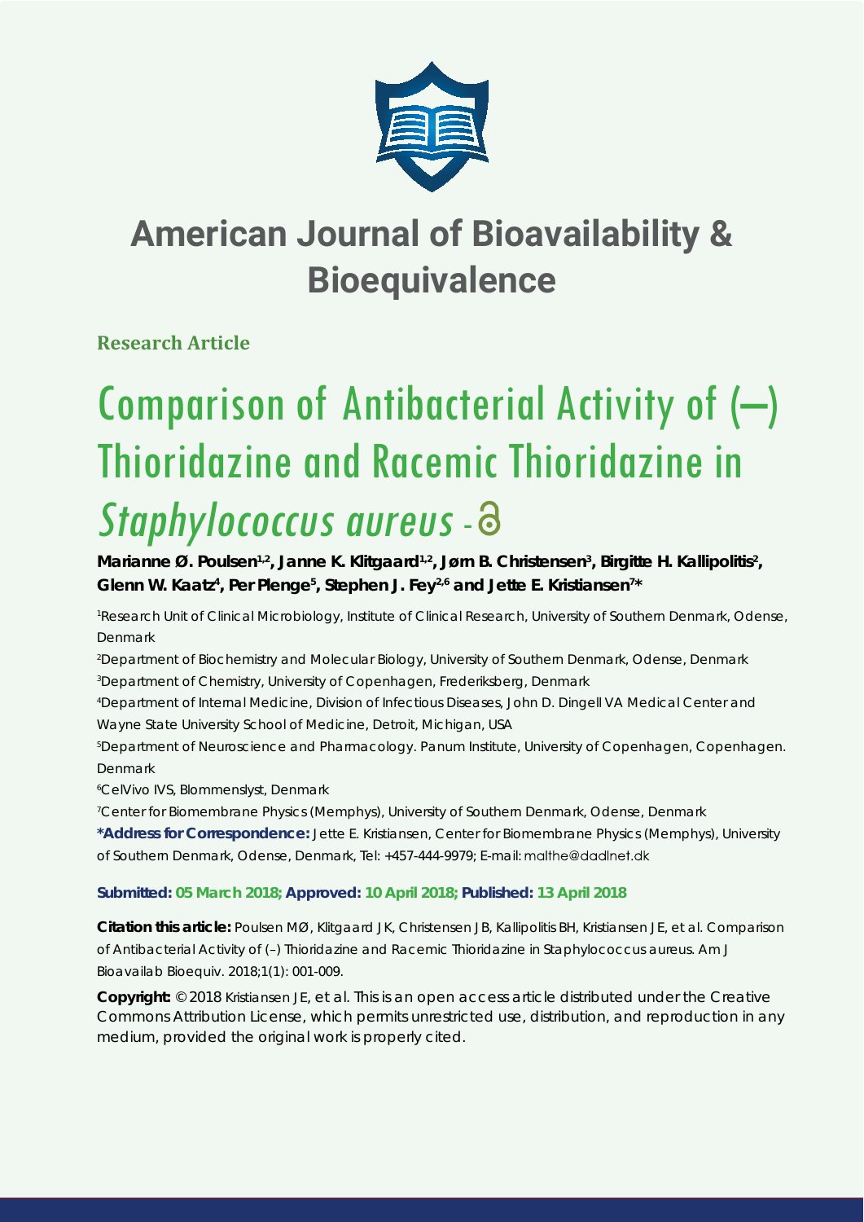# American Journal of Bioavailability & Bioequivalence

**Research Article**

# Comparison of Antibacterial Activity of (–) Thioridazine and Racemic Thioridazine in *Staphylococcus aureus* - 

**Marianne Ø. Poulsen[1,2], Janne K. Klitgaard[1,2], Jørn B. Christensen[3], Birgitte H. Kallipolitis[2], Glenn W. Kaatz[4], Per Plenge[5], Stephen J. Fey[2,6] and Jette E. Kristiansen[7]***

[1]Research Unit of Clinical Microbiology, Institute of Clinical Research, University of Southern Denmark, Odense, Denmark

[2]Department of Biochemistry and Molecular Biology, University of Southern Denmark, Odense, Denmark

[3]Department of Chemistry, University of Copenhagen, Frederiksberg, Denmark

[4]Department of Internal Medicine, Division of Infectious Diseases, John D. Dingell VA Medical Center and Wayne State University School of Medicine, Detroit, Michigan, USA

[5]Department of Neuroscience and Pharmacology. Panum Institute, University of Copenhagen, Copenhagen. Denmark

[6]CelVivo IVS, Blommenslyst, Denmark

[7]Center for Biomembrane Physics (Memphys), University of Southern Denmark, Odense, Denmark

**\*Address for Correspondence:** Jette E. Kristiansen, Center for Biomembrane Physics (Memphys), University of Southern Denmark, Odense, Denmark, Tel: +457-444-9979; E-mail: malthe@dadlnet.dk

**Submitted: 05 March 2018; Approved: 10 April 2018; Published: 13 April 2018**

**Citation this article:** Poulsen MØ, Klitgaard JK, Christensen JB, Kallipolitis BH, Kristiansen JE, et al. Comparison of Antibacterial Activity of (–) Thioridazine and Racemic Thioridazine in Staphylococcus aureus. Am J Bioavailab Bioequiv. 2018;1(1): 001-009.

**Copyright:** © 2018 Kristiansen JE, et al. This is an open access article distributed under the Creative Commons Attribution License, which permits unrestricted use, distribution, and reproduction in any medium, provided the original work is properly cited.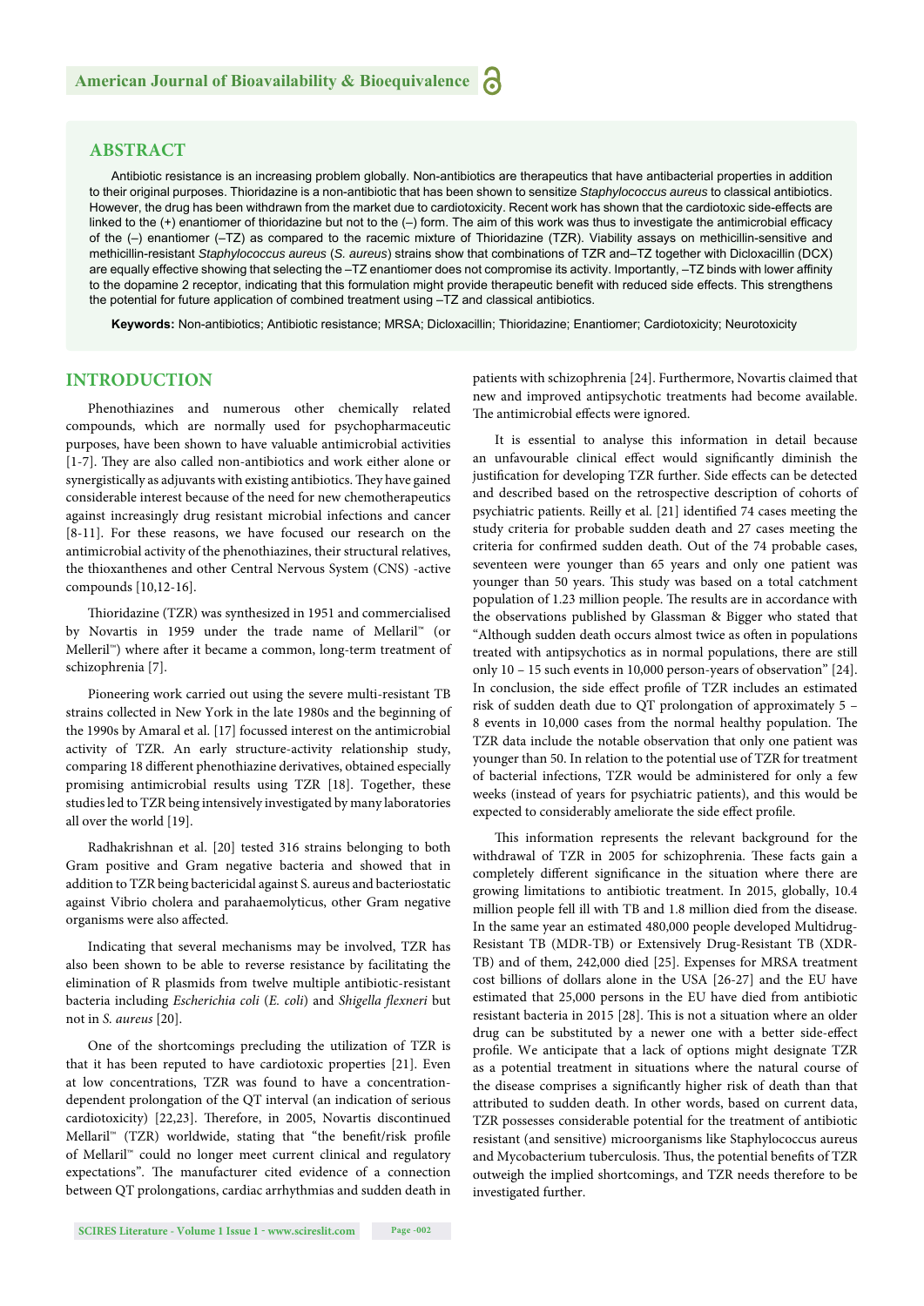## ABSTRACT

Antibiotic resistance is an increasing problem globally. Non-antibiotics are therapeutics that have antibacterial properties in addition to their original purposes. Thioridazine is a non-antibiotic that has been shown to sensitize *Staphylococcus aureus* to classical antibiotics. However, the drug has been withdrawn from the market due to cardiotoxicity. Recent work has shown that the cardiotoxic side-effects are linked to the (+) enantiomer of thioridazine but not to the (–) form. The aim of this work was thus to investigate the antimicrobial efficacy of the (–) enantiomer (–TZ) as compared to the racemic mixture of Thioridazine (TZR). Viability assays on methicillin-sensitive and methicillin-resistant *Staphylococcus aureus* (*S. aureus*) strains show that combinations of TZR and–TZ together with Dicloxacillin (DCX) are equally effective showing that selecting the –TZ enantiomer does not compromise its activity. Importantly, –TZ binds with lower affinity to the dopamine 2 receptor, indicating that this formulation might provide therapeutic benefit with reduced side effects. This strengthens the potential for future application of combined treatment using –TZ and classical antibiotics.

**Keywords:** Non-antibiotics; Antibiotic resistance; MRSA; Dicloxacillin; Thioridazine; Enantiomer; Cardiotoxicity; Neurotoxicity

## INTRODUCTION

Phenothiazines and numerous other chemically related compounds, which are normally used for psychopharmaceutic purposes, have been shown to have valuable antimicrobial activities [1-7]. They are also called non-antibiotics and work either alone or synergistically as adjuvants with existing antibiotics. They have gained considerable interest because of the need for new chemotherapeutics against increasingly drug resistant microbial infections and cancer [8-11]. For these reasons, we have focused our research on the antimicrobial activity of the phenothiazines, their structural relatives, the thioxanthenes and other Central Nervous System (CNS) -active compounds [10,12-16].

Thioridazine (TZR) was synthesized in 1951 and commercialised by Novartis in 1959 under the trade name of Mellaril™ (or Melleril™) where after it became a common, long-term treatment of schizophrenia [7].

Pioneering work carried out using the severe multi-resistant TB strains collected in New York in the late 1980s and the beginning of the 1990s by Amaral et al. [17] focussed interest on the antimicrobial activity of TZR. An early structure-activity relationship study, comparing 18 different phenothiazine derivatives, obtained especially promising antimicrobial results using TZR [18]. Together, these studies led to TZR being intensively investigated by many laboratories all over the world [19].

Radhakrishnan et al. [20] tested 316 strains belonging to both Gram positive and Gram negative bacteria and showed that in addition to TZR being bactericidal against S. aureus and bacteriostatic against Vibrio cholera and parahaemolyticus, other Gram negative organisms were also affected.

Indicating that several mechanisms may be involved, TZR has also been shown to be able to reverse resistance by facilitating the elimination of R plasmids from twelve multiple antibiotic-resistant bacteria including *Escherichia coli* (*E. coli*) and *Shigella flexneri* but not in *S. aureus* [20].

One of the shortcomings precluding the utilization of TZR is that it has been reputed to have cardiotoxic properties [21]. Even at low concentrations, TZR was found to have a concentration-dependent prolongation of the QT interval (an indication of serious cardiotoxicity) [22,23]. Therefore, in 2005, Novartis discontinued Mellaril™ (TZR) worldwide, stating that "the benefit/risk profile of Mellaril™ could no longer meet current clinical and regulatory expectations". The manufacturer cited evidence of a connection between QT prolongations, cardiac arrhythmias and sudden death in patients with schizophrenia [24]. Furthermore, Novartis claimed that new and improved antipsychotic treatments had become available. The antimicrobial effects were ignored.

It is essential to analyse this information in detail because an unfavourable clinical effect would significantly diminish the justification for developing TZR further. Side effects can be detected and described based on the retrospective description of cohorts of psychiatric patients. Reilly et al. [21] identified 74 cases meeting the study criteria for probable sudden death and 27 cases meeting the criteria for confirmed sudden death. Out of the 74 probable cases, seventeen were younger than 65 years and only one patient was younger than 50 years. This study was based on a total catchment population of 1.23 million people. The results are in accordance with the observations published by Glassman & Bigger who stated that "Although sudden death occurs almost twice as often in populations treated with antipsychotics as in normal populations, there are still only 10 – 15 such events in 10,000 person-years of observation" [24]. In conclusion, the side effect profile of TZR includes an estimated risk of sudden death due to QT prolongation of approximately 5 – 8 events in 10,000 cases from the normal healthy population. The TZR data include the notable observation that only one patient was younger than 50. In relation to the potential use of TZR for treatment of bacterial infections, TZR would be administered for only a few weeks (instead of years for psychiatric patients), and this would be expected to considerably ameliorate the side effect profile.

This information represents the relevant background for the withdrawal of TZR in 2005 for schizophrenia. These facts gain a completely different significance in the situation where there are growing limitations to antibiotic treatment. In 2015, globally, 10.4 million people fell ill with TB and 1.8 million died from the disease. In the same year an estimated 480,000 people developed Multidrug-Resistant TB (MDR-TB) or Extensively Drug-Resistant TB (XDR-TB) and of them, 242,000 died [25]. Expenses for MRSA treatment cost billions of dollars alone in the USA [26-27] and the EU have estimated that 25,000 persons in the EU have died from antibiotic resistant bacteria in 2015 [28]. This is not a situation where an older drug can be substituted by a newer one with a better side-effect profile. We anticipate that a lack of options might designate TZR as a potential treatment in situations where the natural course of the disease comprises a significantly higher risk of death than that attributed to sudden death. In other words, based on current data, TZR possesses considerable potential for the treatment of antibiotic resistant (and sensitive) microorganisms like Staphylococcus aureus and Mycobacterium tuberculosis. Thus, the potential benefits of TZR outweigh the implied shortcomings, and TZR needs therefore to be investigated further.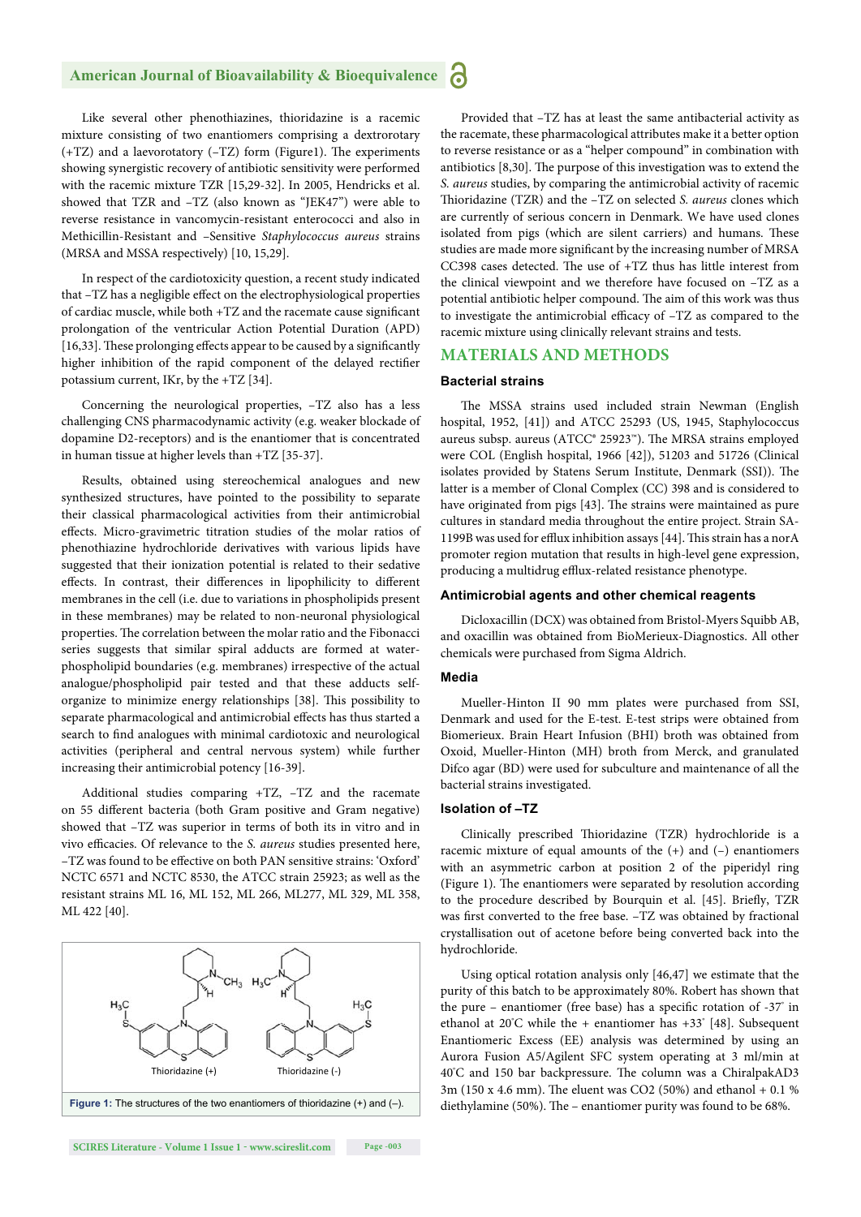Like several other phenothiazines, thioridazine is a racemic mixture consisting of two enantiomers comprising a dextrorotary (+TZ) and a laevorotatory (–TZ) form (Figure1). The experiments showing synergistic recovery of antibiotic sensitivity were performed with the racemic mixture TZR [15,29-32]. In 2005, Hendricks et al. showed that TZR and –TZ (also known as "JEK47") were able to reverse resistance in vancomycin-resistant enterococci and also in Methicillin-Resistant and –Sensitive *Staphylococcus aureus* strains (MRSA and MSSA respectively) [10, 15,29].

In respect of the cardiotoxicity question, a recent study indicated that –TZ has a negligible effect on the electrophysiological properties of cardiac muscle, while both +TZ and the racemate cause significant prolongation of the ventricular Action Potential Duration (APD) [16,33]. These prolonging effects appear to be caused by a significantly higher inhibition of the rapid component of the delayed rectifier potassium current, IKr, by the +TZ [34].

Concerning the neurological properties, –TZ also has a less challenging CNS pharmacodynamic activity (e.g. weaker blockade of dopamine D2-receptors) and is the enantiomer that is concentrated in human tissue at higher levels than +TZ [35-37].

Results, obtained using stereochemical analogues and new synthesized structures, have pointed to the possibility to separate their classical pharmacological activities from their antimicrobial effects. Micro-gravimetric titration studies of the molar ratios of phenothiazine hydrochloride derivatives with various lipids have suggested that their ionization potential is related to their sedative effects. In contrast, their differences in lipophilicity to different membranes in the cell (i.e. due to variations in phospholipids present in these membranes) may be related to non-neuronal physiological properties. The correlation between the molar ratio and the Fibonacci series suggests that similar spiral adducts are formed at water-phospholipid boundaries (e.g. membranes) irrespective of the actual analogue/phospholipid pair tested and that these adducts self-organize to minimize energy relationships [38]. This possibility to separate pharmacological and antimicrobial effects has thus started a search to find analogues with minimal cardiotoxic and neurological activities (peripheral and central nervous system) while further increasing their antimicrobial potency [16-39].

Additional studies comparing +TZ, –TZ and the racemate on 55 different bacteria (both Gram positive and Gram negative) showed that –TZ was superior in terms of both its in vitro and in vivo efficacies. Of relevance to the *S. aureus* studies presented here, –TZ was found to be effective on both PAN sensitive strains: 'Oxford' NCTC 6571 and NCTC 8530, the ATCC strain 25923; as well as the resistant strains ML 16, ML 152, ML 266, ML277, ML 329, ML 358, ML 422 [40].

**Figure 1:** The structures of the two enantiomers of thioridazine (+) and (–).

Provided that –TZ has at least the same antibacterial activity as the racemate, these pharmacological attributes make it a better option to reverse resistance or as a "helper compound" in combination with antibiotics [8,30]. The purpose of this investigation was to extend the *S. aureus* studies, by comparing the antimicrobial activity of racemic Thioridazine (TZR) and the –TZ on selected *S. aureus* clones which are currently of serious concern in Denmark. We have used clones isolated from pigs (which are silent carriers) and humans. These studies are made more significant by the increasing number of MRSA CC398 cases detected. The use of +TZ thus has little interest from the clinical viewpoint and we therefore have focused on –TZ as a potential antibiotic helper compound. The aim of this work was this to investigate the antimicrobial efficacy of –TZ as compared to the racemic mixture using clinically relevant strains and tests.

## MATERIALS AND METHODS

### Bacterial strains

The MSSA strains used included strain Newman (English hospital, 1952, [41]) and ATCC 25293 (US, 1945, Staphylococcus aureus subsp. aureus (ATCC® 25923™). The MRSA strains employed were COL (English hospital, 1966 [42]), 51203 and 51726 (Clinical isolates provided by Statens Serum Institute, Denmark (SSI)). The latter is a member of Clonal Complex (CC) 398 and is considered to have originated from pigs [43]. The strains were maintained as pure cultures in standard media throughout the entire project. Strain SA-1199B was used for efflux inhibition assays [44]. This strain has a norA promoter region mutation that results in high-level gene expression, producing a multidrug efflux-related resistance phenotype.

### Antimicrobial agents and other chemical reagents

Dicloxacillin (DCX) was obtained from Bristol-Myers Squibb AB, and oxacillin was obtained from BioMerieux-Diagnostics. All other chemicals were purchased from Sigma Aldrich.

### Media

Mueller-Hinton II 90 mm plates were purchased from SSI, Denmark and used for the E-test. E-test strips were obtained from Biomerieux. Brain Heart Infusion (BHI) broth was obtained from Oxoid, Mueller-Hinton (MH) broth from Merck, and granulated Difco agar (BD) were used for subculture and maintenance of all the bacterial strains investigated.

### Isolation of –TZ

Clinically prescribed Thioridazine (TZR) hydrochloride is a racemic mixture of equal amounts of the (+) and (–) enantiomers with an asymmetric carbon at position 2 of the piperidyl ring (Figure 1). The enantiomers were separated by resolution according to the procedure described by Bourquin et al. [45]. Briefly, TZR was first converted to the free base. –TZ was obtained by fractional crystallisation out of acetone before being converted back into the hydrochloride.

Using optical rotation analysis only [46,47] we estimate that the purity of this batch to be approximately 80%. Robert has shown that the pure – enantiomer (free base) has a specific rotation of -37° in ethanol at 20°C while the + enantiomer has +33° [48]. Subsequent Enantiomeric Excess (EE) analysis was determined by using an Aurora Fusion A5/Agilent SFC system operating at 3 ml/min at 40°C and 150 bar backpressure. The column was a ChiralpakAD3 3m (150 x 4.6 mm). The eluent was $CO_2$ (50%) and ethanol + 0.1 % diethylamine (50%). The – enantiomer purity was found to be 68%.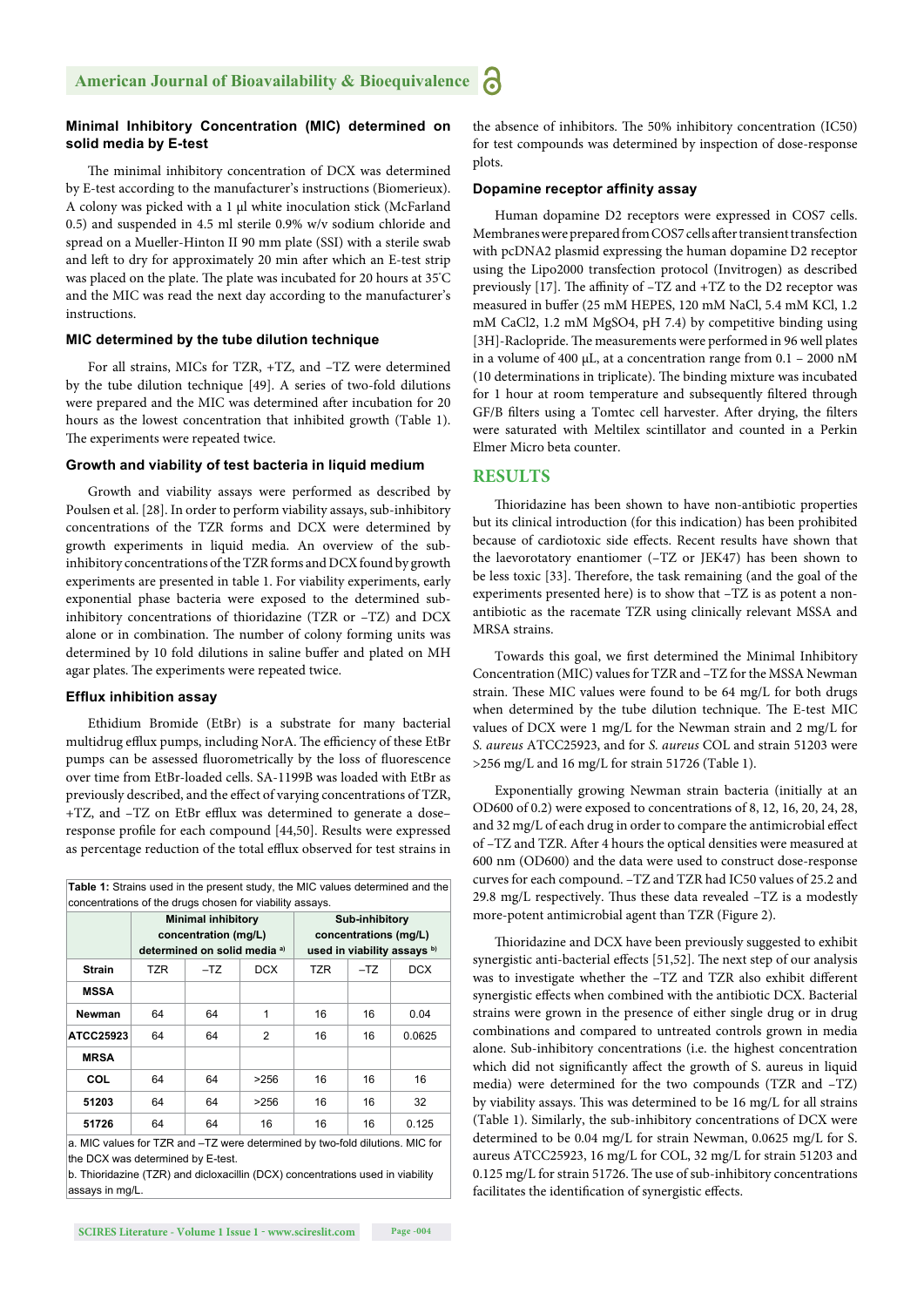### Minimal Inhibitory Concentration (MIC) determined on solid media by E-test

The minimal inhibitory concentration of DCX was determined by E-test according to the manufacturer's instructions (Biomerieux). A colony was picked with a 1 µl white inoculation stick (McFarland 0.5) and suspended in 4.5 ml sterile 0.9% w/v sodium chloride and spread on a Mueller-Hinton II 90 mm plate (SSI) with a sterile swab and left to dry for approximately 20 min after which an E-test strip was placed on the plate. The plate was incubated for 20 hours at 35°C and the MIC was read the next day according to the manufacturer's instructions.

### MIC determined by the tube dilution technique

For all strains, MICs for TZR, +TZ, and –TZ were determined by the tube dilution technique [49]. A series of two-fold dilutions were prepared and the MIC was determined after incubation for 20 hours as the lowest concentration that inhibited growth (Table 1). The experiments were repeated twice.

### Growth and viability of test bacteria in liquid medium

Growth and viability assays were performed as described by Poulsen et al. [28]. In order to perform viability assays, sub-inhibitory concentrations of the TZR forms and DCX were determined by growth experiments in liquid media. An overview of the sub-inhibitory concentrations of the TZR forms and DCX found by growth experiments are presented in table 1. For viability experiments, early exponential phase bacteria were exposed to the determined sub-inhibitory concentrations of thioridazine (TZR or –TZ) and DCX alone or in combination. The number of colony forming units was determined by 10 fold dilutions in saline buffer and plated on MH agar plates. The experiments were repeated twice.

### Efflux inhibition assay

Ethidium Bromide (EtBr) is a substrate for many bacterial multidrug efflux pumps, including NorA. The efficiency of these EtBr pumps can be assessed fluorometrically by the loss of fluorescence over time from EtBr-loaded cells. SA-1199B was loaded with EtBr as previously described, and the effect of varying concentrations of TZR, +TZ, and –TZ on EtBr efflux was determined to generate a dose–response profile for each compound [44,50]. Results were expressed as percentage reduction of the total efflux observed for test strains in the absence of inhibitors. The 50% inhibitory concentration (IC50) for test compounds was determined by inspection of dose-response plots.

**Table 1:** Strains used in the present study, the MIC values determined and the concentrations of the drugs chosen for viability assays.

| | Minimal inhibitory concentration (mg/L) determined on solid media [a] | | | Sub-inhibitory concentrations (mg/L) used in viability assays [b] | | |
|---|---|---|---|---|---|---|
| **Strain** | TZR | –TZ | DCX | TZR | –TZ | DCX |
| **MSSA** | | | | | | |
| **Newman** | 64 | 64 | 1 | 16 | 16 | 0.04 |
| **ATCC25923** | 64 | 64 | 2 | 16 | 16 | 0.0625 |
| **MRSA** | | | | | | |
| **COL** | 64 | 64 | >256 | 16 | 16 | 16 |
| **51203** | 64 | 64 | >256 | 16 | 16 | 32 |
| **51726** | 64 | 64 | 16 | 16 | 16 | 0.125 |

a. MIC values for TZR and –TZ were determined by two-fold dilutions. MIC for the DCX was determined by E-test.
b. Thioridazine (TZR) and dicloxacillin (DCX) concentrations used in viability assays in mg/L.

### Dopamine receptor affinity assay

Human dopamine D2 receptors were expressed in COS7 cells. Membranes were prepared from COS7 cells after transient transfection with pcDNA2 plasmid expressing the human dopamine D2 receptor using the Lipo2000 transfection protocol (Invitrogen) as described previously [17]. The affinity of –TZ and +TZ to the D2 receptor was measured in buffer (25 mM HEPES, 120 mM NaCl, 5.4 mM KCl, 1.2 mM $CaCl_2$, 1.2 mM $MgSO_4$, pH 7.4) by competitive binding using [3H]-Raclopride. The measurements were performed in 96 well plates in a volume of 400 µL, at a concentration range from 0.1 – 2000 nM (10 determinations in triplicate). The binding mixture was incubated for 1 hour at room temperature and subsequently filtered through GF/B filters using a Tomtec cell harvester. After drying, the filters were saturated with Meltilex scintillator and counted in a Perkin Elmer Micro beta counter.

## RESULTS

Thioridazine has been shown to have non-antibiotic properties but its clinical introduction (for this indication) has been prohibited because of cardiotoxic side effects. Recent results have shown that the laevorotatory enantiomer (–TZ or JEK47) has been shown to be less toxic [33]. Therefore, the task remaining (and the goal of the experiments presented here) is to show that –TZ is as potent a non-antibiotic as the racemate TZR using clinically relevant MSSA and MRSA strains.

Towards this goal, we first determined the Minimal Inhibitory Concentration (MIC) values for TZR and –TZ for the MSSA Newman strain. These MIC values were found to be 64 mg/L for both drugs when determined by the tube dilution technique. The E-test MIC values of DCX were 1 mg/L for the Newman strain and 2 mg/L for *S. aureus* ATCC25923, and for *S. aureus* COL and strain 51203 were >256 mg/L and 16 mg/L for strain 51726 (Table 1).

Exponentially growing Newman strain bacteria (initially at an OD600 of 0.2) were exposed to concentrations of 8, 12, 16, 20, 24, 28, and 32 mg/L of each drug in order to compare the antimicrobial effect of –TZ and TZR. After 4 hours the optical densities were measured at 600 nm (OD600) and the data were used to construct dose-response curves for each compound. –TZ and TZR had IC50 values of 25.2 and 29.8 mg/L respectively. Thus these data revealed –TZ is a modestly more-potent antimicrobial agent than TZR (Figure 2).

Thioridazine and DCX have been previously suggested to exhibit synergistic anti-bacterial effects [51,52]. The next step of our analysis was to investigate whether the –TZ and TZR also exhibit different synergistic effects when combined with the antibiotic DCX. Bacterial strains were grown in the presence of either single drug or in drug combinations and compared to untreated controls grown in media alone. Sub-inhibitory concentrations (i.e. the highest concentration which did not significantly affect the growth of S. aureus in liquid media) were determined for the two compounds (TZR and –TZ) by viability assays. This was determined to be 16 mg/L for all strains (Table 1). Similarly, the sub-inhibitory concentrations of DCX were determined to be 0.04 mg/L for strain Newman, 0.0625 mg/L for S. aureus ATCC25923, 16 mg/L for COL, 32 mg/L for strain 51203 and 0.125 mg/L for strain 51726. The use of sub-inhibitory concentrations facilitates the identification of synergistic effects.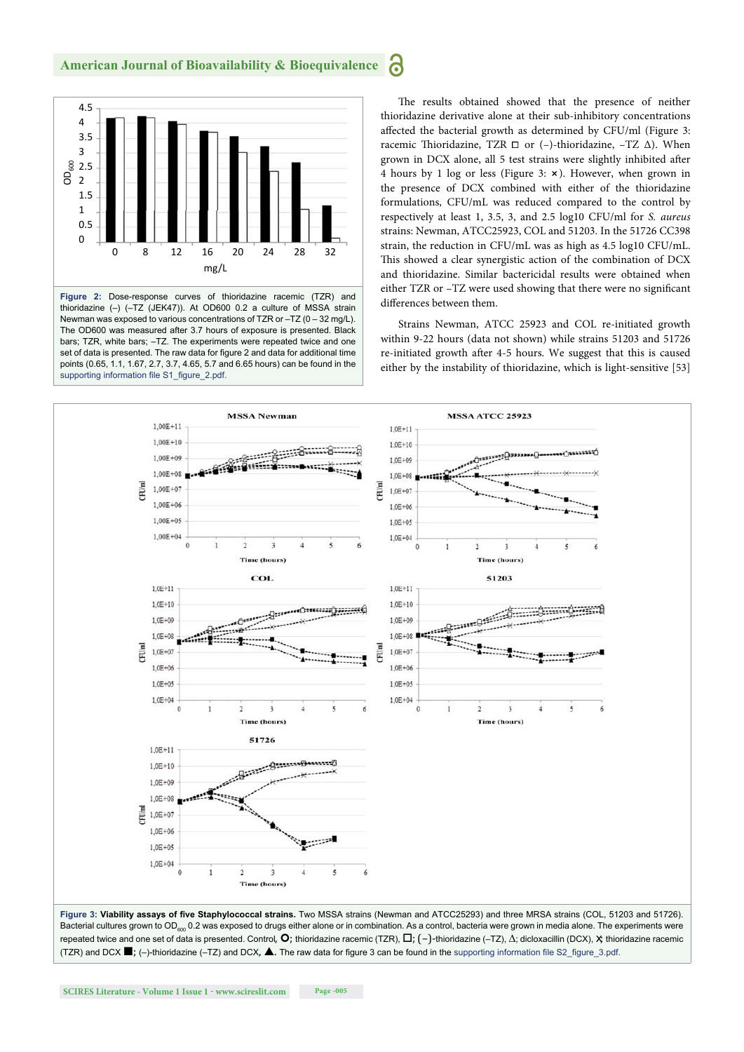**Figure 2:** Dose-response curves of thioridazine racemic (TZR) and thioridazine (–) (–TZ (JEK47)). At OD600 0.2 a culture of MSSA strain Newman was exposed to various concentrations of TZR or –TZ (0 – 32 mg/L). The OD600 was measured after 3.7 hours of exposure is presented. Black bars; TZR, white bars; –TZ. The experiments were repeated twice and one set of data is presented. The raw data for figure 2 and data for additional time points (0.65, 1.1, 1.67, 2.7, 3.7, 4.65, 5.7 and 6.65 hours) can be found in the supporting information file S1_figure_2.pdf.

The results obtained showed that the presence of neither thioridazine derivative alone at their sub-inhibitory concentrations affected the bacterial growth as determined by CFU/ml (Figure 3: racemic Thioridazine, TZR □ or (–)-thioridazine, –TZ Δ). When grown in DCX alone, all 5 test strains were slightly inhibited after 4 hours by 1 log or less (Figure 3: ×). However, when grown in the presence of DCX combined with either of the thioridazine formulations, CFU/mL was reduced compared to the control by respectively at least 1, 3.5, 3, and 2.5 log10 CFU/ml for *S. aureus* strains: Newman, ATCC25923, COL and 51203. In the 51726 CC398 strain, the reduction in CFU/mL was as high as 4.5 log10 CFU/mL. This showed a clear synergistic action of the combination of DCX and thioridazine. Similar bactericidal results were obtained when either TZR or –TZ were used showing that there were no significant differences between them.

Strains Newman, ATCC 25923 and COL re-initiated growth within 9-22 hours (data not shown) while strains 51203 and 51726 re-initiated growth after 4-5 hours. We suggest that this is caused either by the instability of thioridazine, which is light-sensitive [53]

**Figure 3: Viability assays of five Staphylococcal strains.** Two MSSA strains (Newman and ATCC25293) and three MRSA strains (COL, 51203 and 51726). Bacterial cultures grown to $OD_{600}$ 0.2 was exposed to drugs either alone or in combination. As a control, bacteria were grown in media alone. The experiments were repeated twice and one set of data is presented. Control, **O**; thioridazine racemic (TZR), □; (−)-thioridazine (–TZ), Δ; dicloxacillin (DCX), **×**; thioridazine racemic (TZR) and DCX ■; (–)-thioridazine (–TZ) and DCX, ▲. The raw data for figure 3 can be found in the supporting information file S2_figure_3.pdf.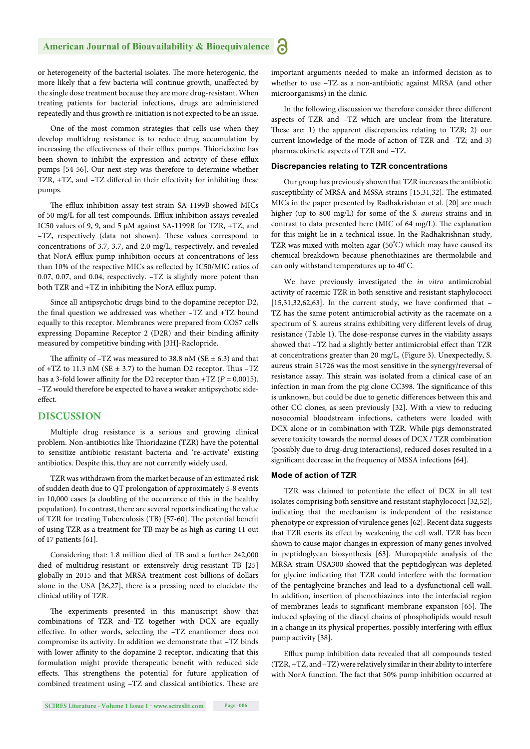or heterogeneity of the bacterial isolates. The more heterogenic, the more likely that a few bacteria will continue growth, unaffected by the single dose treatment because they are more drug-resistant. When treating patients for bacterial infections, drugs are administered repeatedly and thus growth re-initiation is not expected to be an issue.

One of the most common strategies that cells use when they develop multidrug resistance is to reduce drug accumulation by increasing the effectiveness of their efflux pumps. Thioridazine has been shown to inhibit the expression and activity of these efflux pumps [54-56]. Our next step was therefore to determine whether TZR, +TZ, and –TZ differed in their effectivity for inhibiting these pumps.

The efflux inhibition assay test strain SA-1199B showed MICs of 50 mg/L for all test compounds. Efflux inhibition assays revealed IC50 values of 9, 9, and 5 μM against SA-1199B for TZR, +TZ, and –TZ, respectively (data not shown). These values correspond to concentrations of 3.7, 3.7, and 2.0 mg/L, respectively, and revealed that NorA efflux pump inhibition occurs at concentrations of less than 10% of the respective MICs as reflected by IC50/MIC ratios of 0.07, 0.07, and 0.04, respectively. –TZ is slightly more potent than both TZR and +TZ in inhibiting the NorA efflux pump.

Since all antipsychotic drugs bind to the dopamine receptor D2, the final question we addressed was whether –TZ and +TZ bound equally to this receptor. Membranes were prepared from COS7 cells expressing Dopamine Receptor 2 (D2R) and their binding affinity measured by competitive binding with [3H]-Raclopride.

The affinity of –TZ was measured to 38.8 nM (SE ± 6.3) and that of +TZ to 11.3 nM (SE ± 3.7) to the human D2 receptor. Thus –TZ has a 3-fold lower affinity for the D2 receptor than +TZ ($P = 0.0015$). –TZ would therefore be expected to have a weaker antipsychotic side-effect.

## DISCUSSION

Multiple drug resistance is a serious and growing clinical problem. Non-antibiotics like Thioridazine (TZR) have the potential to sensitize antibiotic resistant bacteria and 're-activate' existing antibiotics. Despite this, they are not currently widely used.

TZR was withdrawn from the market because of an estimated risk of sudden death due to QT prolongation of approximately 5-8 events in 10,000 cases (a doubling of the occurrence of this in the healthy population). In contrast, there are several reports indicating the value of TZR for treating Tuberculosis (TB) [57-60]. The potential benefit of using TZR as a treatment for TB may be as high as curing 11 out of 17 patients [61].

Considering that: 1.8 million died of TB and a further 242,000 died of multidrug-resistant or extensively drug-resistant TB [25] globally in 2015 and that MRSA treatment cost billions of dollars alone in the USA [26,27], there is a pressing need to elucidate the clinical utility of TZR.

The experiments presented in this manuscript show that combinations of TZR and–TZ together with DCX are equally effective. In other words, selecting the –TZ enantiomer does not compromise its activity. In addition we demonstrate that –TZ binds with lower affinity to the dopamine 2 receptor, indicating that this formulation might provide therapeutic benefit with reduced side effects. This strengthens the potential for future application of combined treatment using –TZ and classical antibiotics. These are important arguments needed to make an informed decision as to whether to use –TZ as a non-antibiotic against MRSA (and other microorganisms) in the clinic.

In the following discussion we therefore consider three different aspects of TZR and –TZ which are unclear from the literature. These are: 1) the apparent discrepancies relating to TZR; 2) our current knowledge of the mode of action of TZR and –TZ; and 3) pharmacokinetic aspects of TZR and –TZ.

### Discrepancies relating to TZR concentrations

Our group has previously shown that TZR increases the antibiotic susceptibility of MRSA and MSSA strains [15,31,32]. The estimated MICs in the paper presented by Radhakrishnan et al. [20] are much higher (up to 800 mg/L) for some of the *S. aureus* strains and in contrast to data presented here (MIC of 64 mg/L). The explanation for this might lie in a technical issue. In the Radhakrishnan study, TZR was mixed with molten agar (50°C) which may have caused its chemical breakdown because phenothiazines are thermolabile and can only withstand temperatures up to 40°C.

We have previously investigated the *in vitro* antimicrobial activity of racemic TZR in both sensitive and resistant staphylococci [15,31,32,62,63]. In the current study, we have confirmed that –TZ has the same potent antimicrobial activity as the racemate on a spectrum of S. aureus strains exhibiting very different levels of drug resistance (Table 1). The dose-response curves in the viability assays showed that –TZ had a slightly better antimicrobial effect than TZR at concentrations greater than 20 mg/L, (Figure 3). Unexpectedly, S. aureus strain 51726 was the most sensitive in the synergy/reversal of resistance assay. This strain was isolated from a clinical case of an infection in man from the pig clone CC398. The significance of this is unknown, but could be due to genetic differences between this and other CC clones, as seen previously [32]. With a view to reducing nosocomial bloodstream infections, catheters were loaded with DCX alone or in combination with TZR. While pigs demonstrated severe toxicity towards the normal doses of DCX / TZR combination (possibly due to drug-drug interactions), reduced doses resulted in a significant decrease in the frequency of MSSA infections [64].

### Mode of action of TZR

TZR was claimed to potentiate the effect of DCX in all test isolates comprising both sensitive and resistant staphylococci [32,52], indicating that the mechanism is independent of the resistance phenotype or expression of virulence genes [62]. Recent data suggests that TZR exerts its effect by weakening the cell wall. TZR has been shown to cause major changes in expression of many genes involved in peptidoglycan biosynthesis [63]. Muropeptide analysis of the MRSA strain USA300 showed that the peptidoglycan was depleted for glycine indicating that TZR could interfere with the formation of the pentaglycine branches and lead to a dysfunctional cell wall. In addition, insertion of phenothiazines into the interfacial region of membranes leads to significant membrane expansion [65]. The induced splaying of the diacyl chains of phospholipids would result in a change in its physical properties, possibly interfering with efflux pump activity [38].

Efflux pump inhibition data revealed that all compounds tested (TZR, +TZ, and –TZ) were relatively similar in their ability to interfere with NorA function. The fact that 50% pump inhibition occurred at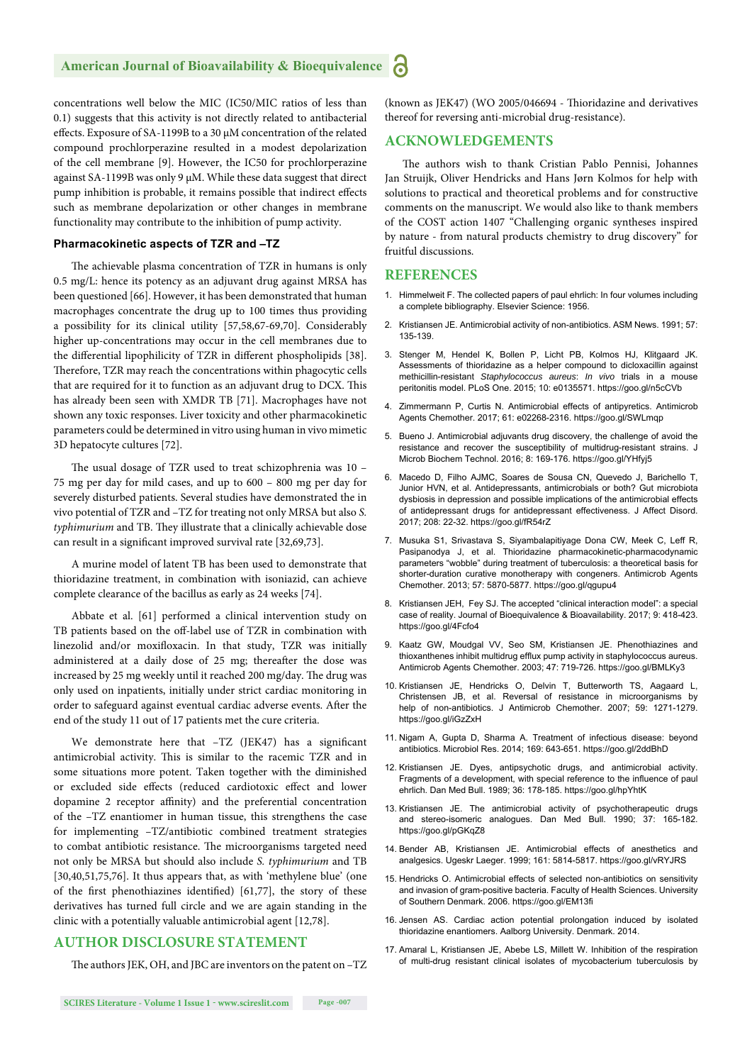concentrations well below the MIC (IC50/MIC ratios of less than 0.1) suggests that this activity is not directly related to antibacterial effects. Exposure of SA-1199B to a 30 μM concentration of the related compound prochlorperazine resulted in a modest depolarization of the cell membrane [9]. However, the IC50 for prochlorperazine against SA-1199B was only 9 μM. While these data suggest that direct pump inhibition is probable, it remains possible that indirect effects such as membrane depolarization or other changes in membrane functionality may contribute to the inhibition of pump activity.

### Pharmacokinetic aspects of TZR and –TZ

The achievable plasma concentration of TZR in humans is only 0.5 mg/L: hence its potency as an adjuvant drug against MRSA has been questioned [66]. However, it has been demonstrated that human macrophages concentrate the drug up to 100 times thus providing a possibility for its clinical utility [57,58,67-69,70]. Considerably higher up-concentrations may occur in the cell membranes due to the differential lipophilicity of TZR in different phospholipids [38]. Therefore, TZR may reach the concentrations within phagocytic cells that are required for it to function as an adjuvant drug to DCX. This has already been seen with XMDR TB [71]. Macrophages have not shown any toxic responses. Liver toxicity and other pharmacokinetic parameters could be determined in vitro using human in vivo mimetic 3D hepatocyte cultures [72].

The usual dosage of TZR used to treat schizophrenia was 10 – 75 mg per day for mild cases, and up to 600 – 800 mg per day for severely disturbed patients. Several studies have demonstrated the in vivo potential of TZR and –TZ for treating not only MRSA but also *S. typhimurium* and TB. They illustrate that a clinically achievable dose can result in a significant improved survival rate [32,69,73].

A murine model of latent TB has been used to demonstrate that thioridazine treatment, in combination with isoniazid, can achieve complete clearance of the bacillus as early as 24 weeks [74].

Abbate et al. [61] performed a clinical intervention study on TB patients based on the off-label use of TZR in combination with linezolid and/or moxifloxacin. In that study, TZR was initially administered at a daily dose of 25 mg; thereafter the dose was increased by 25 mg weekly until it reached 200 mg/day. The drug was only used on inpatients, initially under strict cardiac monitoring in order to safeguard against eventual cardiac adverse events. After the end of the study 11 out of 17 patients met the cure criteria.

We demonstrate here that –TZ (JEK47) has a significant antimicrobial activity. This is similar to the racemic TZR and in some situations more potent. Taken together with the diminished or excluded side effects (reduced cardiotoxic effect and lower dopamine 2 receptor affinity) and the preferential concentration of the –TZ enantiomer in human tissue, this strengthens the case for implementing –TZ/antibiotic combined treatment strategies to combat antibiotic resistance. The microorganisms targeted need not only be MRSA but should also include *S. typhimurium* and TB [30,40,51,75,76]. It thus appears that, as with 'methylene blue' (one of the first phenothiazines identified) [61,77], the story of these derivatives has turned full circle and we are again standing in the clinic with a potentially valuable antimicrobial agent [12,78].

## AUTHOR DISCLOSURE STATEMENT

The authors JEK, OH, and JBC are inventors on the patent on –TZ (known as JEK47) (WO 2005/046694 - Thioridazine and derivatives thereof for reversing anti-microbial drug-resistance).

## ACKNOWLEDGEMENTS

The authors wish to thank Cristian Pablo Pennisi, Johannes Jan Struijk, Oliver Hendricks and Hans Jørn Kolmos for help with solutions to practical and theoretical problems and for constructive comments on the manuscript. We would also like to thank members of the COST action 1407 "Challenging organic syntheses inspired by nature - from natural products chemistry to drug discovery" for fruitful discussions.

## REFERENCES

1. Himmelweit F. The collected papers of paul ehrlich: In four volumes including a complete bibliography. Elsevier Science: 1956.
2. Kristiansen JE. Antimicrobial activity of non-antibiotics. ASM News. 1991; 57: 135-139.
3. Stenger M, Hendel K, Bollen P, Licht PB, Kolmos HJ, Klitgaard JK. Assessments of thioridazine as a helper compound to dicloxacillin against methicillin-resistant *Staphylococcus aureus*: *In vivo* trials in a mouse peritonitis model. PLoS One. 2015; 10: e0135571. https://goo.gl/n5cCVb
4. Zimmermann P, Curtis N. Antimicrobial effects of antipyretics. Antimicrob Agents Chemother. 2017; 61: e02268-2316. https://goo.gl/SWLmqp
5. Bueno J. Antimicrobial adjuvants drug discovery, the challenge of avoid the resistance and recover the susceptibility of multidrug-resistant strains. J Microb Biochem Technol. 2016; 8: 169-176. https://goo.gl/YHfyj5
6. Macedo D, Filho AJMC, Soares de Sousa CN, Quevedo J, Barichello T, Junior HVN, et al. Antidepressants, antimicrobials or both? Gut microbiota dysbiosis in depression and possible implications of the antimicrobial effects of antidepressant drugs for antidepressant effectiveness. J Affect Disord. 2017; 208: 22-32. https://goo.gl/fR54rZ
7. Musuka S1, Srivastava S, Siyambalapitiyage Dona CW, Meek C, Leff R, Pasipanodya J, et al. Thioridazine pharmacokinetic-pharmacodynamic parameters "wobble" during treatment of tuberculosis: a theoretical basis for shorter-duration curative monotherapy with congeners. Antimicrob Agents Chemother. 2013; 57: 5870-5877. https://goo.gl/qgupu4
8. Kristiansen JEH, Fey SJ. The accepted "clinical interaction model": a special case of reality. Journal of Bioequivalence & Bioavailability. 2017; 9: 418-423. https://goo.gl/4Fcfo4
9. Kaatz GW, Moudgal VV, Seo SM, Kristiansen JE. Phenothiazines and thioxanthenes inhibit multidrug efflux pump activity in staphylococcus aureus. Antimicrob Agents Chemother. 2003; 47: 719-726. https://goo.gl/BMLKy3
10. Kristiansen JE, Hendricks O, Delvin T, Butterworth TS, Aagaard L, Christensen JB, et al. Reversal of resistance in microorganisms by help of non-antibiotics. J Antimicrob Chemother. 2007; 59: 1271-1279. https://goo.gl/iGzZxH
11. Nigam A, Gupta D, Sharma A. Treatment of infectious disease: beyond antibiotics. Microbiol Res. 2014; 169: 643-651. https://goo.gl/2ddBhD
12. Kristiansen JE. Dyes, antipsychotic drugs, and antimicrobial activity. Fragments of a development, with special reference to the influence of paul ehrlich. Dan Med Bull. 1989; 36: 178-185. https://goo.gl/hpYhtK
13. Kristiansen JE. The antimicrobial activity of psychotherapeutic drugs and stereo-isomeric analogues. Dan Med Bull. 1990; 37: 165-182. https://goo.gl/pGKqZ8
14. Bender AB, Kristiansen JE. Antimicrobial effects of anesthetics and analgesics. Ugeskr Laeger. 1999; 161: 5814-5817. https://goo.gl/vRYJRS
15. Hendricks O. Antimicrobial effects of selected non-antibiotics on sensitivity and invasion of gram-positive bacteria. Faculty of Health Sciences. University of Southern Denmark. 2006. https://goo.gl/EM13fi
16. Jensen AS. Cardiac action potential prolongation induced by isolated thioridazine enantiomers. Aalborg University. Denmark. 2014.
17. Amaral L, Kristiansen JE, Abebe LS, Millett W. Inhibition of the respiration of multi-drug resistant clinical isolates of mycobacterium tuberculosis by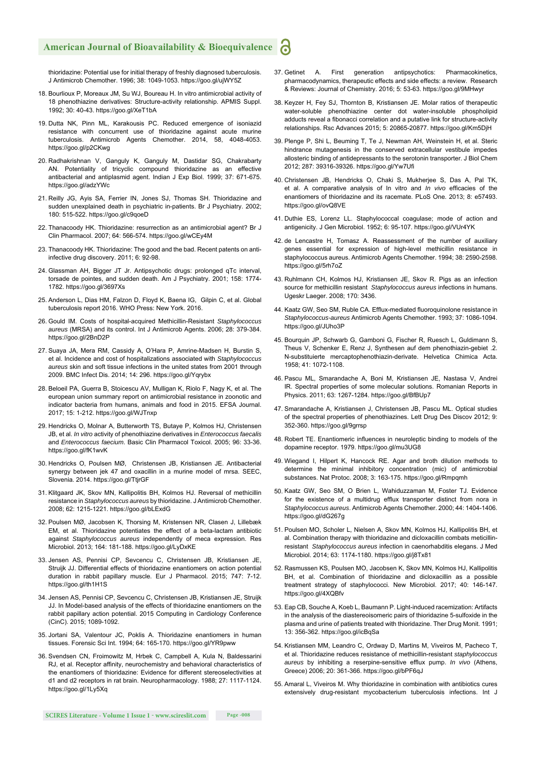thioridazine: Potential use for initial therapy of freshly diagnosed tuberculosis. J Antimicrob Chemother. 1996; 38: 1049-1053. https://goo.gl/ujWY5Z

18. Bourlioux P, Moreaux JM, Su WJ, Boureau H. In vitro antimicrobial activity of 18 phenothiazine derivatives: Structure-activity relationship. APMIS Suppl. 1992; 30: 40-43. https://goo.gl/XeT1bA

19. Dutta NK, Pinn ML, Karakousis PC. Reduced emergence of isoniazid resistance with concurrent use of thioridazine against acute murine tuberculosis. Antimicrob Agents Chemother. 2014, 58, 4048-4053. https://goo.gl/p2CKwg

20. Radhakrishnan V, Ganguly K, Ganguly M, Dastidar SG, Chakrabarty AN. Potentiality of tricyclic compound thioridazine as an effective antibacterial and antiplasmid agent. Indian J Exp Biol. 1999; 37: 671-675. https://goo.gl/adzYWc

21. Reilly JG, Ayis SA, Ferrier IN, Jones SJ, Thomas SH. Thioridazine and sudden unexplained death in psychiatric in-patients. Br J Psychiatry. 2002; 180: 515-522. https://goo.gl/c9qoeD

22. Thanacoody HK. Thioridazine: resurrection as an antimicrobial agent? Br J Clin Pharmacol. 2007; 64: 566-574. https://goo.gl/wCEy4M

23. Thanacoody HK. Thioridazine: The good and the bad. Recent patents on anti-infective drug discovery. 2011; 6: 92-98.

24. Glassman AH, Bigger JT Jr. Antipsychotic drugs: prolonged qTc interval, torsade de pointes, and sudden death. Am J Psychiatry. 2001; 158: 1774-1782. https://goo.gl/3697Xs

25. Anderson L, Dias HM, Falzon D, Floyd K, Baena IG, Gilpin C, et al. Global tuberculosis report 2016. WHO Press: New York. 2016.

26. Gould IM. Costs of hospital-acquired Methicillin-Resistant *Staphylococcus aureus* (MRSA) and its control. Int J Antimicrob Agents. 2006; 28: 379-384. https://goo.gl/2BnD2P

27. Suaya JA, Mera RM, Cassidy A, O'Hara P, Amrine-Madsen H, Burstin S, et al. Incidence and cost of hospitalizations associated with *Staphylococcus aureus* skin and soft tissue infections in the united states from 2001 through 2009. BMC Infect Dis. 2014; 14: 296. https://goo.gl/Yqrybx

28. Beloeil PA, Guerra B, Stoicescu AV, Mulligan K, Riolo F, Nagy K, et al. The european union summary report on antimicrobial resistance in zoonotic and indicator bacteria from humans, animals and food in 2015. EFSA Journal. 2017; 15: 1-212. https://goo.gl/WJTnxp

29. Hendricks O, Molnar A, Butterworth TS, Butaye P, Kolmos HJ, Christensen JB, et al. *In vitro* activity of phenothiazine derivatives in *Enterococcus faecalis* and *Enterococcus faecium*. Basic Clin Pharmacol Toxicol. 2005; 96: 33-36. https://goo.gl/fK1wvK

30. Hendricks O, Poulsen MØ, Christensen JB, Kristiansen JE. Antibacterial synergy between jek 47 and oxacillin in a murine model of mrsa. SEEC, Slovenia. 2014. https://goo.gl/TtjrGF

31. Klitgaard JK, Skov MN, Kallipolitis BH, Kolmos HJ. Reversal of methicillin resistance in *Staphylococcus aureus* by thioridazine. J Antimicrob Chemother. 2008; 62: 1215-1221. https://goo.gl/bLExdG

32. Poulsen MØ, Jacobsen K, Thorsing M, Kristensen NR, Clasen J, Lillebæk EM, et al. Thioridazine potentiates the effect of a beta-lactam antibiotic against *Staphylococcus aureus* independently of meca expression. Res Microbiol. 2013; 164: 181-188. https://goo.gl/LyDxKE

33. Jensen AS, Pennisi CP, Sevcencu C, Christensen JB, Kristiansen JE, Struijk JJ. Differential effects of thioridazine enantiomers on action potential duration in rabbit papillary muscle. Eur J Pharmacol. 2015; 747: 7-12. https://goo.gl/th1H1S

34. Jensen AS, Pennisi CP, Sevcencu C, Christensen JB, Kristiansen JE, Struijk JJ. In Model-based analysis of the effects of thioridazine enantiomers on the rabbit papillary action potential. 2015 Computing in Cardiology Conference (CinC). 2015; 1089-1092.

35. Jortani SA, Valentour JC, Poklis A. Thioridazine enantiomers in human tissues. Forensic Sci Int. 1994; 64: 165-170. https://goo.gl/YR9pww

36. Svendsen CN, Froimowitz M, Hrbek C, Campbell A, Kula N, Baldessarini RJ, et al. Receptor affinity, neurochemistry and behavioral characteristics of the enantiomers of thioridazine: Evidence for different stereoselectivities at d1 and d2 receptors in rat brain. Neuropharmacology. 1988; 27: 1117-1124. https://goo.gl/1Ly5Xq

37. Getinet A. First generation antipsychotics: Pharmacokinetics, pharmacodynamics, therapeutic effects and side effects: a review. Research & Reviews: Journal of Chemistry. 2016; 5: 53-63. https://goo.gl/9MHwyr

38. Keyzer H, Fey SJ, Thornton B, Kristiansen JE. Molar ratios of therapeutic water-soluble phenothiazine center dot water-insoluble phospholipid adducts reveal a fibonacci correlation and a putative link for structure-activity relationships. Rsc Advances 2015; 5: 20865-20877. https://goo.gl/Km5DjH

39. Plenge P, Shi L, Beuming T, Te J, Newman AH, Weinstein H, et al. Steric hindrance mutagenesis in the conserved extracellular vestibule impedes allosteric binding of antidepressants to the serotonin transporter. J Biol Chem 2012; 287: 39316-39326. https://goo.gl/Yw7Ufi

40. Christensen JB, Hendricks O, Chaki S, Mukherjee S, Das A, Pal TK, et al. A comparative analysis of In vitro and *In vivo* efficacies of the enantiomers of thioridazine and its racemate. PLoS One. 2013; 8: e57493. https://goo.gl/ovQ8VE

41. Duthie ES, Lorenz LL. Staphylococcal coagulase; mode of action and antigenicity. J Gen Microbiol. 1952; 6: 95-107. https://goo.gl/VUr4YK

42. de Lencastre H, Tomasz A. Reassessment of the number of auxiliary genes essential for expression of high-level methicillin resistance in staphylococcus aureus. Antimicrob Agents Chemother. 1994; 38: 2590-2598. https://goo.gl/5rh7oZ

43. Ruhlmann CH, Kolmos HJ, Kristiansen JE, Skov R. Pigs as an infection source for methicillin resistant *Staphylococcus aureus* infections in humans. Ugeskr Laeger. 2008; 170: 3436.

44. Kaatz GW, Seo SM, Ruble CA. Efflux-mediated fluoroquinolone resistance in *Staphylococcus-aureus* Antimicrob Agents Chemother. 1993; 37: 1086-1094. https://goo.gl/JUho3P

45. Bourquin JP, Schwarb G, Gamboni G, Fischer R, Ruesch L, Guldimann S, Theus V, Schenker E, Renz J, Synthesen auf dem phenothiazin-gebiet .2. N-substituierte mercaptophenothiazin-derivate. Helvetica Chimica Acta. 1958; 41: 1072-1108.

46. Pascu ML, Smarandache A, Boni M, Kristiansen JE, Nastasa V, Andrei IR. Spectral properties of some molecular solutions. Romanian Reports in Physics. 2011; 63: 1267-1284. https://goo.gl/BfBUp7

47. Smarandache A, Kristiansen J, Christensen JB, Pascu ML. Optical studies of the spectral properties of phenothiazines. Lett Drug Des Discov 2012; 9: 352-360. https://goo.gl/9grrsp

48. Robert TE. Enantiomeric influences in neuroleptic binding to models of the dopamine receptor. 1979. https://goo.gl/mu3UG8

49. Wiegand I, Hilpert K, Hancock RE. Agar and broth dilution methods to determine the minimal inhibitory concentration (mic) of antimicrobial substances. Nat Protoc. 2008; 3: 163-175. https://goo.gl/Rmpqmh

50. Kaatz GW, Seo SM, O Brien L, Wahiduzzaman M, Foster TJ. Evidence for the existence of a multidrug efflux transporter distinct from nora in *Staphylococcus aureus*. Antimicrob Agents Chemother. 2000; 44: 1404-1406. https://goo.gl/dG267g

51. Poulsen MO, Scholer L, Nielsen A, Skov MN, Kolmos HJ, Kallipolitis BH, et al. Combination therapy with thioridazine and dicloxacillin combats meticillin-resistant *Staphylococcus aureus* infection in caenorhabditis elegans. J Med Microbiol. 2014; 63: 1174-1180. https://goo.gl/j8Tx81

52. Rasmussen KS, Poulsen MO, Jacobsen K, Skov MN, Kolmos HJ, Kallipolitis BH, et al. Combination of thioridazine and dicloxacillin as a possible treatment strategy of staphylococci. New Microbiol. 2017; 40: 146-147. https://goo.gl/4XQBfv

53. Eap CB, Souche A, Koeb L, Baumann P. Light-induced racemization: Artifacts in the analysis of the diastereoisomeric pairs of thioridazine 5-sulfoxide in the plasma and urine of patients treated with thioridazine. Ther Drug Monit. 1991; 13: 356-362. https://goo.gl/icBqSa

54. Kristiansen MM, Leandro C, Ordway D, Martins M, Viveiros M, Pacheco T, et al. Thioridazine reduces resistance of methicillin-resistant *staphylococcus aureus* by inhibiting a reserpine-sensitive efflux pump. *In vivo* (Athens, Greece) 2006; 20: 361-366. https://goo.gl/bPF6qJ

55. Amaral L, Viveiros M. Why thioridazine in combination with antibiotics cures extensively drug-resistant mycobacterium tuberculosis infections. Int J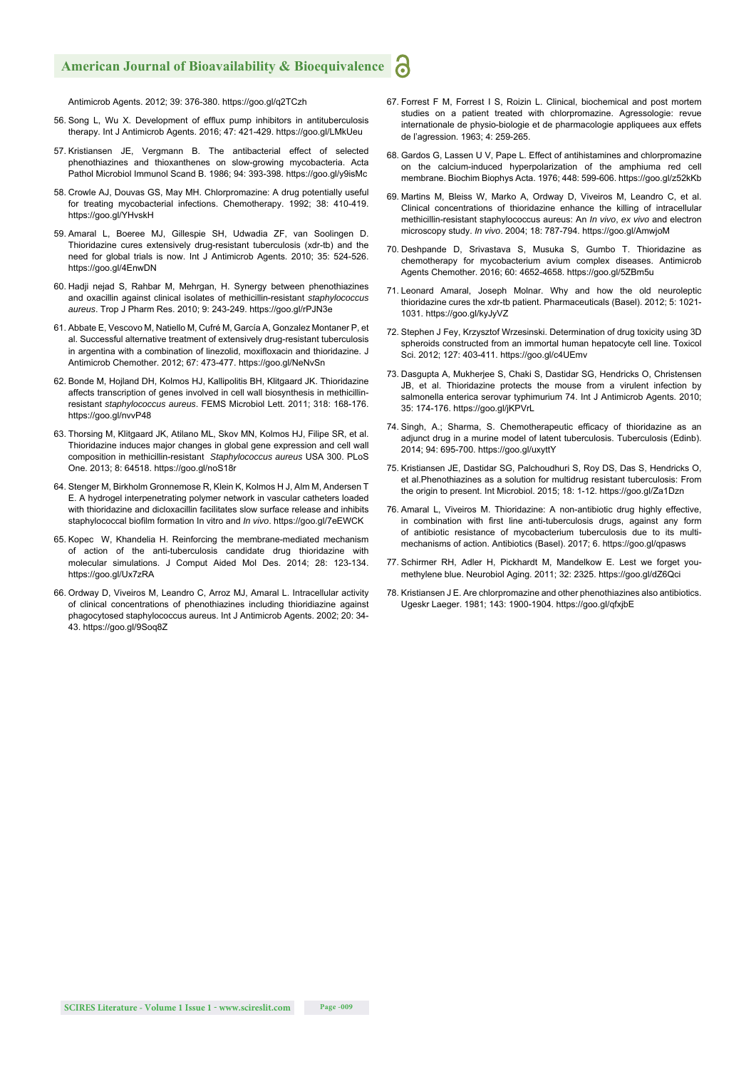Antimicrob Agents. 2012; 39: 376-380. https://goo.gl/q2TCzh

56. Song L, Wu X. Development of efflux pump inhibitors in antituberculosis therapy. Int J Antimicrob Agents. 2016; 47: 421-429. https://goo.gl/LMkUeu

57. Kristiansen JE, Vergmann B. The antibacterial effect of selected phenothiazines and thioxanthenes on slow-growing mycobacteria. Acta Pathol Microbiol Immunol Scand B. 1986; 94: 393-398. https://goo.gl/y9isMc

58. Crowle AJ, Douvas GS, May MH. Chlorpromazine: A drug potentially useful for treating mycobacterial infections. Chemotherapy. 1992; 38: 410-419. https://goo.gl/YHvskH

59. Amaral L, Boeree MJ, Gillespie SH, Udwadia ZF, van Soolingen D. Thioridazine cures extensively drug-resistant tuberculosis (xdr-tb) and the need for global trials is now. Int J Antimicrob Agents. 2010; 35: 524-526. https://goo.gl/4EnwDN

60. Hadji nejad S, Rahbar M, Mehrgan, H. Synergy between phenothiazines and oxacillin against clinical isolates of methicillin-resistant *staphylococcus aureus*. Trop J Pharm Res. 2010; 9: 243-249. https://goo.gl/rPJN3e

61. Abbate E, Vescovo M, Natiello M, Cufré M, García A, Gonzalez Montaner P, et al. Successful alternative treatment of extensively drug-resistant tuberculosis in argentina with a combination of linezolid, moxifloxacin and thioridazine. J Antimicrob Chemother. 2012; 67: 473-477. https://goo.gl/NeNvSn

62. Bonde M, Hojland DH, Kolmos HJ, Kallipolitis BH, Klitgaard JK. Thioridazine affects transcription of genes involved in cell wall biosynthesis in methicillin-resistant *staphylococcus aureus*. FEMS Microbiol Lett. 2011; 318: 168-176. https://goo.gl/nvvP48

63. Thorsing M, Klitgaard JK, Atilano ML, Skov MN, Kolmos HJ, Filipe SR, et al. Thioridazine induces major changes in global gene expression and cell wall composition in methicillin-resistant *Staphylococcus aureus* USA 300. PLoS One. 2013; 8: 64518. https://goo.gl/noS18r

64. Stenger M, Birkholm Gronnemose R, Klein K, Kolmos H J, Alm M, Andersen T E. A hydrogel interpenetrating polymer network in vascular catheters loaded with thioridazine and dicloxacillin facilitates slow surface release and inhibits staphylococcal biofilm formation In vitro and *In vivo*. https://goo.gl/7eEWCK

65. Kopec W, Khandelia H. Reinforcing the membrane-mediated mechanism of action of the anti-tuberculosis candidate drug thioridazine with molecular simulations. J Comput Aided Mol Des. 2014; 28: 123-134. https://goo.gl/Ux7zRA

66. Ordway D, Viveiros M, Leandro C, Arroz MJ, Amaral L. Intracellular activity of clinical concentrations of phenothiazines including thioridiazine against phagocytosed staphylococcus aureus. Int J Antimicrob Agents. 2002; 20: 34-43. https://goo.gl/9Soq8Z

67. Forrest F M, Forrest I S, Roizin L. Clinical, biochemical and post mortem studies on a patient treated with chlorpromazine. Agressologie: revue internationale de physio-biologie et de pharmacologie appliquees aux effets de l'agression. 1963; 4: 259-265.

68. Gardos G, Lassen U V, Pape L. Effect of antihistamines and chlorpromazine on the calcium-induced hyperpolarization of the amphiuma red cell membrane. Biochim Biophys Acta. 1976; 448: 599-606. https://goo.gl/z52kKb

69. Martins M, Bleiss W, Marko A, Ordway D, Viveiros M, Leandro C, et al. Clinical concentrations of thioridazine enhance the killing of intracellular methicillin-resistant staphylococcus aureus: An *In vivo*, *ex vivo* and electron microscopy study. *In vivo*. 2004; 18: 787-794. https://goo.gl/AmwjoM

70. Deshpande D, Srivastava S, Musuka S, Gumbo T. Thioridazine as chemotherapy for mycobacterium avium complex diseases. Antimicrob Agents Chemother. 2016; 60: 4652-4658. https://goo.gl/5ZBm5u

71. Leonard Amaral, Joseph Molnar. Why and how the old neuroleptic thioridazine cures the xdr-tb patient. Pharmaceuticals (Basel). 2012; 5: 1021-1031. https://goo.gl/kyJyVZ

72. Stephen J Fey, Krzysztof Wrzesinski. Determination of drug toxicity using 3D spheroids constructed from an immortal human hepatocyte cell line. Toxicol Sci. 2012; 127: 403-411. https://goo.gl/c4UEmv

73. Dasgupta A, Mukherjee S, Chaki S, Dastidar SG, Hendricks O, Christensen JB, et al. Thioridazine protects the mouse from a virulent infection by salmonella enterica serovar typhimurium 74. Int J Antimicrob Agents. 2010; 35: 174-176. https://goo.gl/jKPVrL

74. Singh, A.; Sharma, S. Chemotherapeutic efficacy of thioridazine as an adjunct drug in a murine model of latent tuberculosis. Tuberculosis (Edinb). 2014; 94: 695-700. https://goo.gl/uxyttY

75. Kristiansen JE, Dastidar SG, Palchoudhuri S, Roy DS, Das S, Hendricks O, et al.Phenothiazines as a solution for multidrug resistant tuberculosis: From the origin to present. Int Microbiol. 2015; 18: 1-12. https://goo.gl/Za1Dzn

76. Amaral L, Viveiros M. Thioridazine: A non-antibiotic drug highly effective, in combination with first line anti-tuberculosis drugs, against any form of antibiotic resistance of mycobacterium tuberculosis due to its multi-mechanisms of action. Antibiotics (Basel). 2017; 6. https://goo.gl/qpasws

77. Schirmer RH, Adler H, Pickhardt M, Mandelkow E. Lest we forget you-methylene blue. Neurobiol Aging. 2011; 32: 2325. https://goo.gl/dZ6Qci

78. Kristiansen J E. Are chlorpromazine and other phenothiazines also antibiotics. Ugeskr Laeger. 1981; 143: 1900-1904. https://goo.gl/qfxjbE